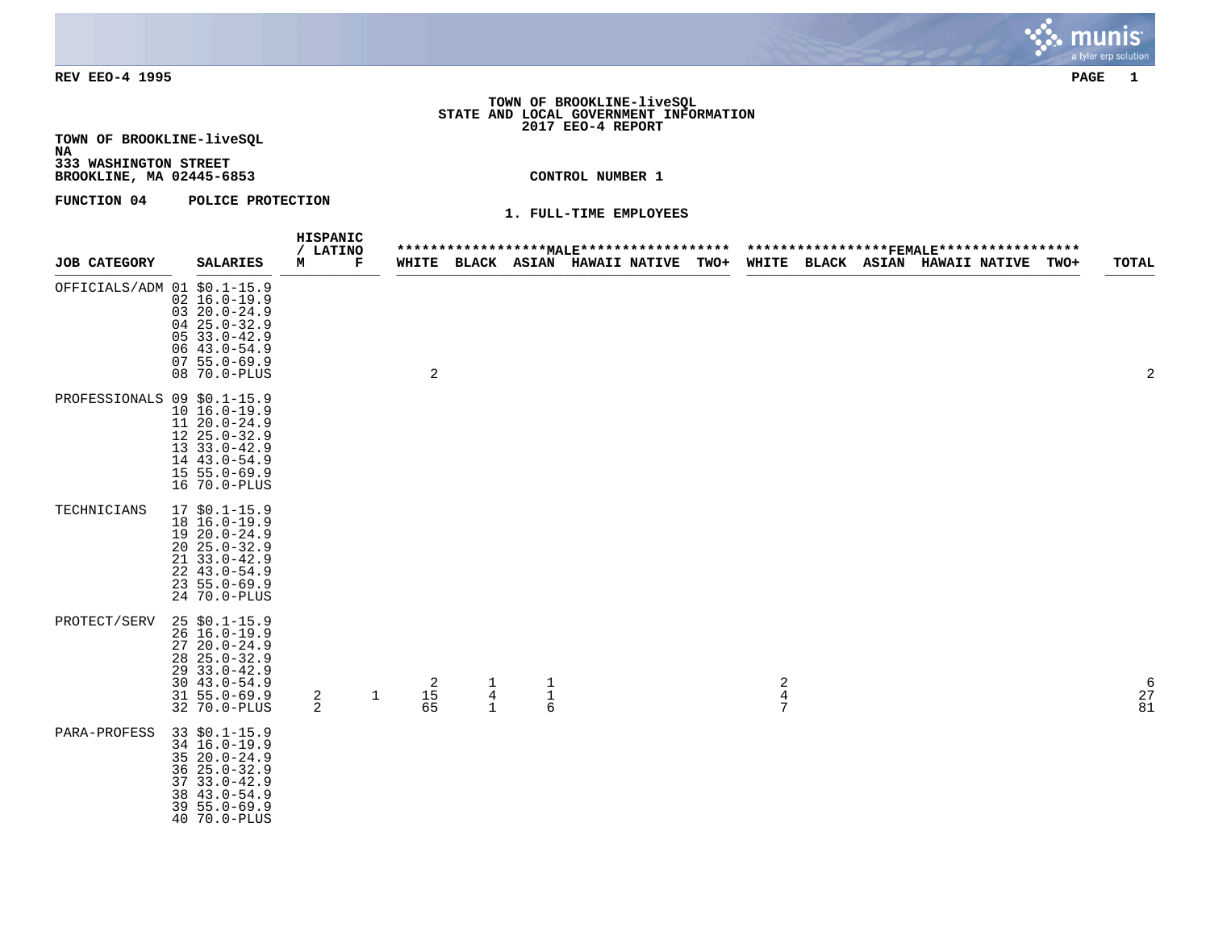REV EEO-4 1995

# TOWN OF BROOKLINE-liveSQL
## STATE AND LOCAL GOVERNMENT INFORMATION
## 2017 EEO-4 REPORT

**TOWN OF BROOKLINE-liveSQL**
**NA**
**333 WASHINGTON STREET**
**BROOKLINE, MA 02445-6853**

**CONTROL NUMBER 1**

**FUNCTION 04 POLICE PROTECTION**

**1. FULL-TIME EMPLOYEES**

| JOB CATEGORY | SALARIES | HISPANIC / LATINO M | HISPANIC / LATINO F | MALE WHITE | MALE BLACK | MALE ASIAN | MALE HAWAII | MALE NATIVE | MALE TWO+ | FEMALE WHITE | FEMALE BLACK | FEMALE ASIAN | FEMALE HAWAII | FEMALE NATIVE | FEMALE TWO+ | TOTAL |
|---|---|---|---|---|---|---|---|---|---|---|---|---|---|---|---|---|
| OFFICIALS/ADM | 01 $0.1-15.9 | | | | | | | | | | | | | | | |
| | 02 16.0-19.9 | | | | | | | | | | | | | | | |
| | 03 20.0-24.9 | | | | | | | | | | | | | | | |
| | 04 25.0-32.9 | | | | | | | | | | | | | | | |
| | 05 33.0-42.9 | | | | | | | | | | | | | | | |
| | 06 43.0-54.9 | | | | | | | | | | | | | | | |
| | 07 55.0-69.9 | | | | | | | | | | | | | | | |
| | 08 70.0-PLUS | | | 2 | | | | | | | | | | | | 2 |
| PROFESSIONALS | 09 $0.1-15.9 | | | | | | | | | | | | | | | |
| | 10 16.0-19.9 | | | | | | | | | | | | | | | |
| | 11 20.0-24.9 | | | | | | | | | | | | | | | |
| | 12 25.0-32.9 | | | | | | | | | | | | | | | |
| | 13 33.0-42.9 | | | | | | | | | | | | | | | |
| | 14 43.0-54.9 | | | | | | | | | | | | | | | |
| | 15 55.0-69.9 | | | | | | | | | | | | | | | |
| | 16 70.0-PLUS | | | | | | | | | | | | | | | |
| TECHNICIANS | 17 $0.1-15.9 | | | | | | | | | | | | | | | |
| | 18 16.0-19.9 | | | | | | | | | | | | | | | |
| | 19 20.0-24.9 | | | | | | | | | | | | | | | |
| | 20 25.0-32.9 | | | | | | | | | | | | | | | |
| | 21 33.0-42.9 | | | | | | | | | | | | | | | |
| | 22 43.0-54.9 | | | | | | | | | | | | | | | |
| | 23 55.0-69.9 | | | | | | | | | | | | | | | |
| | 24 70.0-PLUS | | | | | | | | | | | | | | | |
| PROTECT/SERV | 25 $0.1-15.9 | | | | | | | | | | | | | | | |
| | 26 16.0-19.9 | | | | | | | | | | | | | | | |
| | 27 20.0-24.9 | | | | | | | | | | | | | | | |
| | 28 25.0-32.9 | | | | | | | | | | | | | | | |
| | 29 33.0-42.9 | | | | | | | | | | | | | | | |
| | 30 43.0-54.9 | | | 2 | 1 | 1 | | | | 2 | | | | | | 6 |
| | 31 55.0-69.9 | 2 | 1 | 15 | 4 | 1 | | | | 4 | | | | | | 27 |
| | 32 70.0-PLUS | 2 | | 65 | 1 | 6 | | | | 7 | | | | | | 81 |
| PARA-PROFESS | 33 $0.1-15.9 | | | | | | | | | | | | | | | |
| | 34 16.0-19.9 | | | | | | | | | | | | | | | |
| | 35 20.0-24.9 | | | | | | | | | | | | | | | |
| | 36 25.0-32.9 | | | | | | | | | | | | | | | |
| | 37 33.0-42.9 | | | | | | | | | | | | | | | |
| | 38 43.0-54.9 | | | | | | | | | | | | | | | |
| | 39 55.0-69.9 | | | | | | | | | | | | | | | |
| | 40 70.0-PLUS | | | | | | | | | | | | | | | |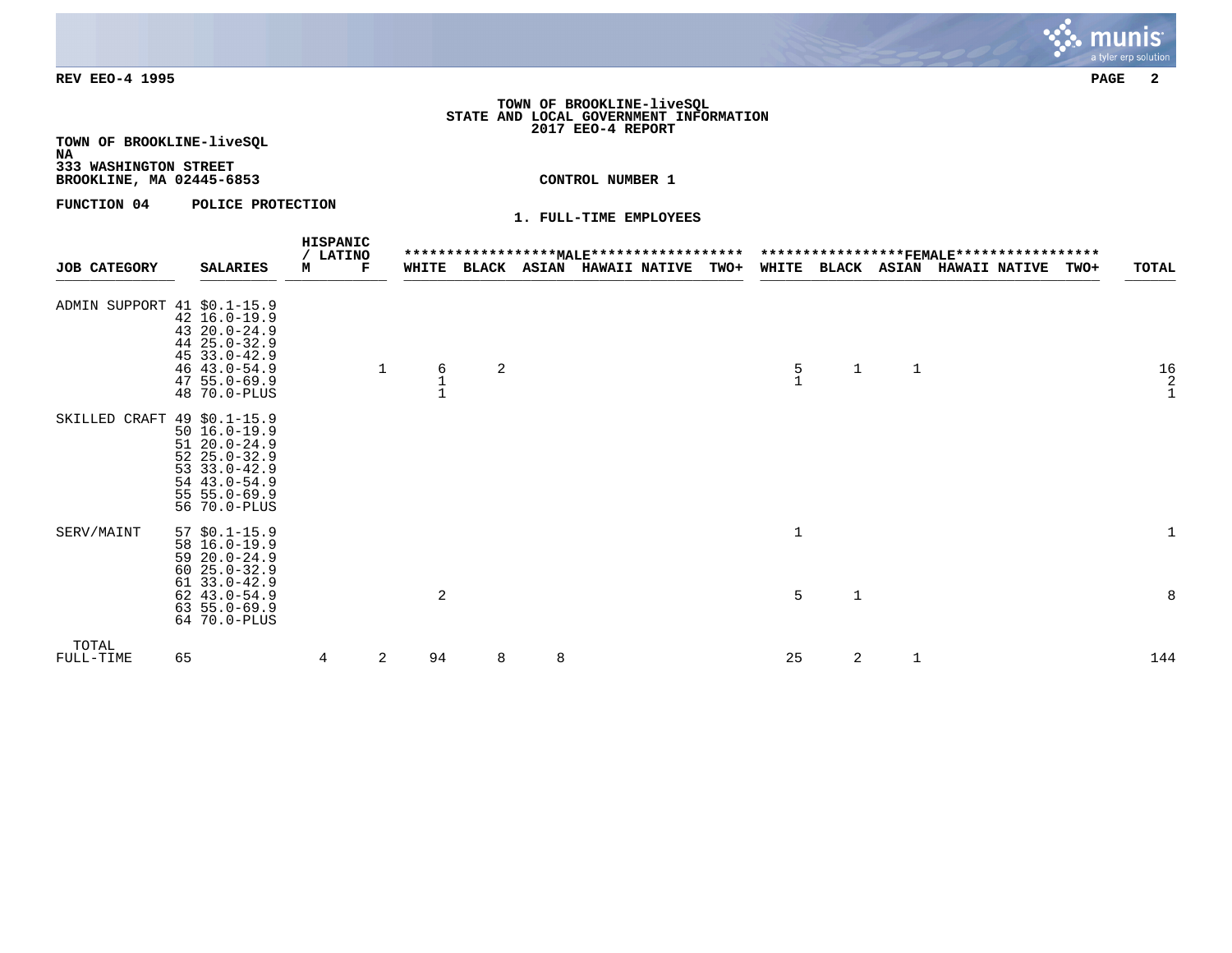REV EEO-4 1995

**TOWN OF BROOKLINE-liveSQL**
**STATE AND LOCAL GOVERNMENT INFORMATION**
**2017 EEO-4 REPORT**

**TOWN OF BROOKLINE-liveSQL**
**NA**
**333 WASHINGTON STREET**
**BROOKLINE, MA 02445-6853**

**CONTROL NUMBER 1**

**FUNCTION 04 POLICE PROTECTION**

**1. FULL-TIME EMPLOYEES**

| JOB CATEGORY | SALARIES | HISPANIC / LATINO M | HISPANIC / LATINO F | MALE WHITE | MALE BLACK | MALE ASIAN | MALE HAWAII | MALE NATIVE | MALE TWO+ | FEMALE WHITE | FEMALE BLACK | FEMALE ASIAN | FEMALE HAWAII | FEMALE NATIVE | FEMALE TWO+ | TOTAL |
|---|---|---|---|---|---|---|---|---|---|---|---|---|---|---|---|---|
| ADMIN SUPPORT | 41 $0.1-15.9 | | | | | | | | | | | | | | | |
| | 42 16.0-19.9 | | | | | | | | | | | | | | | |
| | 43 20.0-24.9 | | | | | | | | | | | | | | | |
| | 44 25.0-32.9 | | | | | | | | | | | | | | | |
| | 45 33.0-42.9 | | | | | | | | | | | | | | | |
| | 46 43.0-54.9 | | 1 | 6 | 2 | | | | | 5 | 1 | 1 | | | | 16 |
| | 47 55.0-69.9 | | | 1 | | | | | | 1 | | | | | | 2 |
| | 48 70.0-PLUS | | | 1 | | | | | | | | | | | | 1 |
| SKILLED CRAFT | 49 $0.1-15.9 | | | | | | | | | | | | | | | |
| | 50 16.0-19.9 | | | | | | | | | | | | | | | |
| | 51 20.0-24.9 | | | | | | | | | | | | | | | |
| | 52 25.0-32.9 | | | | | | | | | | | | | | | |
| | 53 33.0-42.9 | | | | | | | | | | | | | | | |
| | 54 43.0-54.9 | | | | | | | | | | | | | | | |
| | 55 55.0-69.9 | | | | | | | | | | | | | | | |
| | 56 70.0-PLUS | | | | | | | | | | | | | | | |
| SERV/MAINT | 57 $0.1-15.9 | | | | | | | | | 1 | | | | | | 1 |
| | 58 16.0-19.9 | | | | | | | | | | | | | | | |
| | 59 20.0-24.9 | | | | | | | | | | | | | | | |
| | 60 25.0-32.9 | | | | | | | | | | | | | | | |
| | 61 33.0-42.9 | | | | | | | | | | | | | | | |
| | 62 43.0-54.9 | | | 2 | | | | | | 5 | 1 | | | | | 8 |
| | 63 55.0-69.9 | | | | | | | | | | | | | | | |
| | 64 70.0-PLUS | | | | | | | | | | | | | | | |
| TOTAL FULL-TIME | 65 | 4 | 2 | 94 | 8 | 8 | | | | 25 | 2 | 1 | | | | 144 |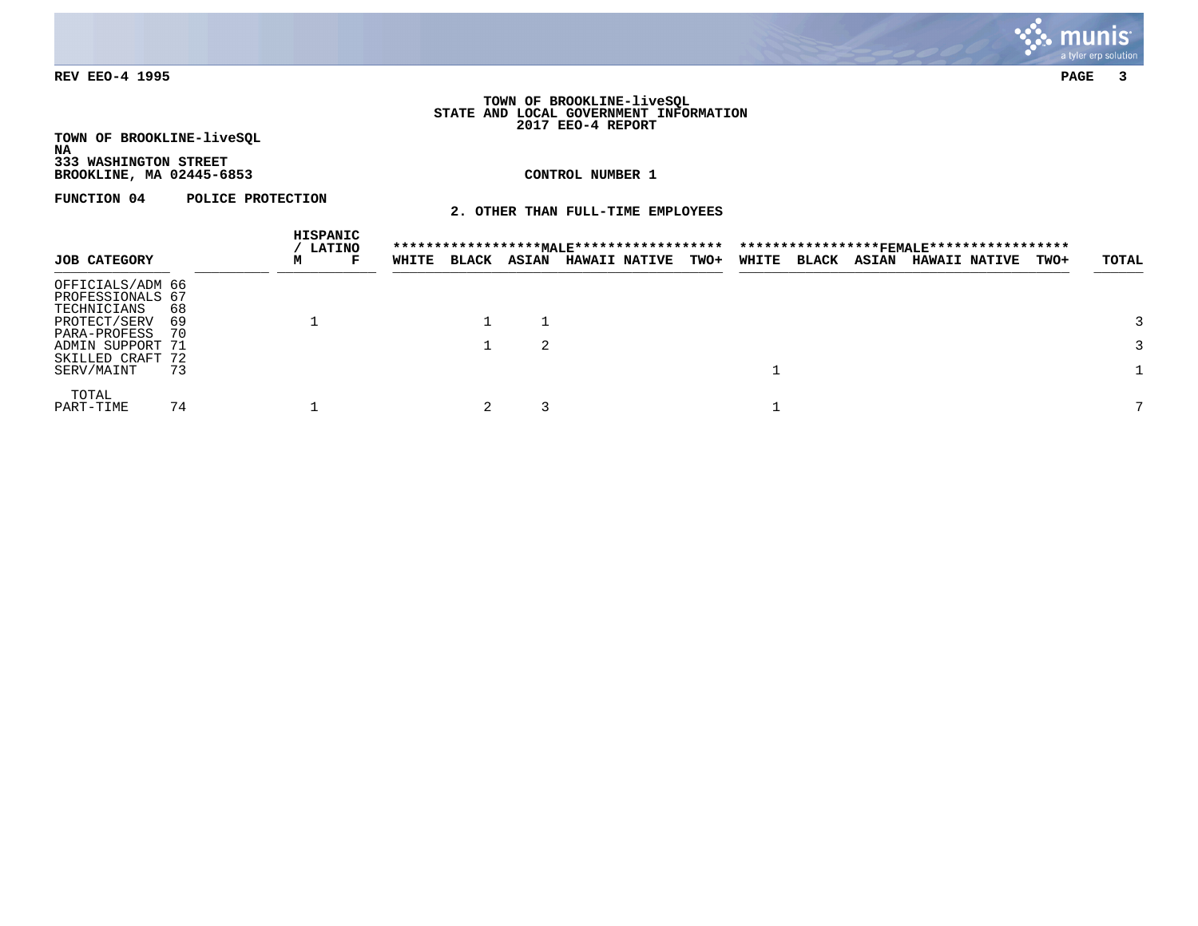**TOWN OF BROOKLINE-liveSQL**
**STATE AND LOCAL GOVERNMENT INFORMATION**
**2017 EEO-4 REPORT**

**TOWN OF BROOKLINE-liveSQL**
**NA**
**333 WASHINGTON STREET**
**BROOKLINE, MA 02445-6853**

**CONTROL NUMBER 1**

**FUNCTION 04 POLICE PROTECTION**

**2. OTHER THAN FULL-TIME EMPLOYEES**

| JOB CATEGORY | | HISPANIC / LATINO | | ******************MALE****************** | | | | | *****************FEMALE***************** | | | | | TOTAL |
|---|---|---|---|---|---|---|---|---|---|---|---|---|---|---|
| | | M | F | WHITE | BLACK | ASIAN | HAWAII NATIVE | TWO+ | WHITE | BLACK | ASIAN | HAWAII NATIVE | TWO+ | |
| OFFICIALS/ADM | 66 | | | | | | | | | | | | | |
| PROFESSIONALS | 67 | | | | | | | | | | | | | |
| TECHNICIANS | 68 | | | | | | | | | | | | | |
| PROTECT/SERV | 69 | 1 | | | 1 | 1 | | | | | | | | 3 |
| PARA-PROFESS | 70 | | | | | | | | | | | | | |
| ADMIN SUPPORT | 71 | | | | 1 | 2 | | | | | | | | 3 |
| SKILLED CRAFT | 72 | | | | | | | | | | | | | |
| SERV/MAINT | 73 | | | | | | | | 1 | | | | | 1 |
| TOTAL PART-TIME | 74 | 1 | | | 2 | 3 | | | 1 | | | | | 7 |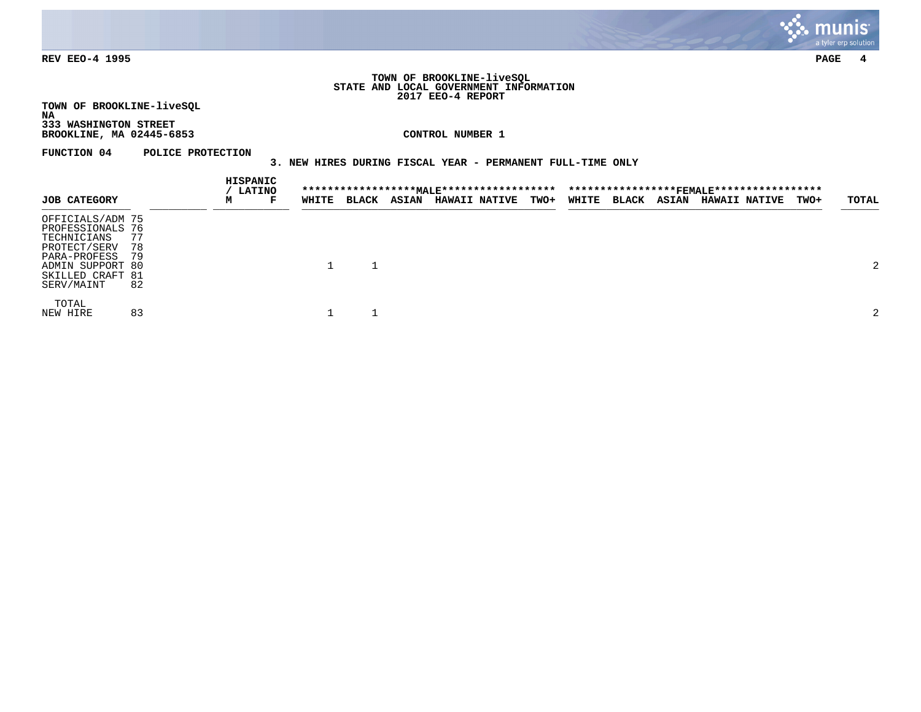**REV EEO-4 1995**

**TOWN OF BROOKLINE-liveSQL**
**STATE AND LOCAL GOVERNMENT INFORMATION**
**2017 EEO-4 REPORT**

**TOWN OF BROOKLINE-liveSQL**
**NA**
**333 WASHINGTON STREET**
**BROOKLINE, MA 02445-6853**

**CONTROL NUMBER 1**

**FUNCTION 04 POLICE PROTECTION**

**3. NEW HIRES DURING FISCAL YEAR - PERMANENT FULL-TIME ONLY**

| JOB CATEGORY | | HISPANIC / LATINO M | HISPANIC / LATINO F | MALE WHITE | MALE BLACK | MALE ASIAN | MALE HAWAII | MALE NATIVE | MALE TWO+ | FEMALE WHITE | FEMALE BLACK | FEMALE ASIAN | FEMALE HAWAII | FEMALE NATIVE | FEMALE TWO+ | TOTAL |
|---|---|---|---|---|---|---|---|---|---|---|---|---|---|---|---|---|
| OFFICIALS/ADM | 75 | | | | | | | | | | | | | | | |
| PROFESSIONALS | 76 | | | | | | | | | | | | | | | |
| TECHNICIANS | 77 | | | | | | | | | | | | | | | |
| PROTECT/SERV | 78 | | | | | | | | | | | | | | | |
| PARA-PROFESS | 79 | | | | | | | | | | | | | | | |
| ADMIN SUPPORT | 80 | | | 1 | 1 | | | | | | | | | | | 2 |
| SKILLED CRAFT | 81 | | | | | | | | | | | | | | | |
| SERV/MAINT | 82 | | | | | | | | | | | | | | | |
| TOTAL NEW HIRE | 83 | | | 1 | 1 | | | | | | | | | | | 2 |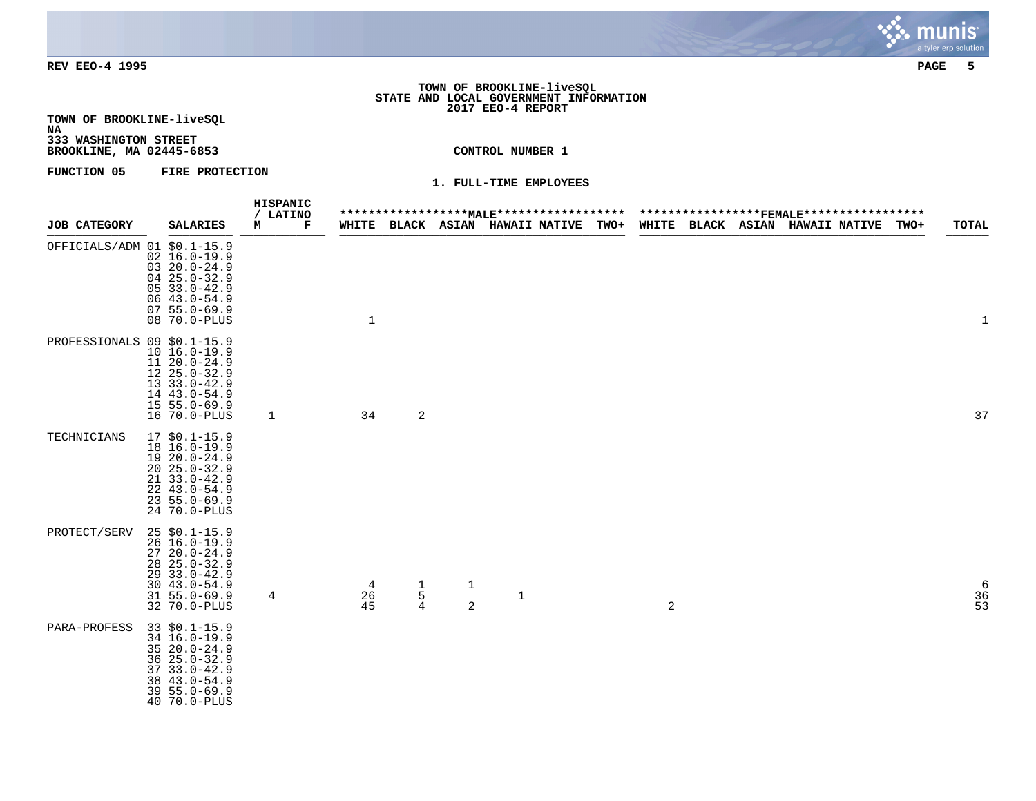**REV EEO-4 1995**

**TOWN OF BROOKLINE-liveSQL**
**STATE AND LOCAL GOVERNMENT INFORMATION**
**2017 EEO-4 REPORT**

**TOWN OF BROOKLINE-liveSQL**
**NA**
**333 WASHINGTON STREET**
**BROOKLINE, MA 02445-6853**

**CONTROL NUMBER 1**

**FUNCTION 05 FIRE PROTECTION**

**1. FULL-TIME EMPLOYEES**

| JOB CATEGORY | SALARIES | HISPANIC / LATINO M | HISPANIC / LATINO F | MALE WHITE | MALE BLACK | MALE ASIAN | MALE HAWAII | MALE NATIVE | MALE TWO+ | FEMALE WHITE | FEMALE BLACK | FEMALE ASIAN | FEMALE HAWAII | FEMALE NATIVE | FEMALE TWO+ | TOTAL |
|---|---|---|---|---|---|---|---|---|---|---|---|---|---|---|---|---|
| OFFICIALS/ADM | 01 $0.1-15.9 | | | | | | | | | | | | | | | |
| | 02 16.0-19.9 | | | | | | | | | | | | | | | |
| | 03 20.0-24.9 | | | | | | | | | | | | | | | |
| | 04 25.0-32.9 | | | | | | | | | | | | | | | |
| | 05 33.0-42.9 | | | | | | | | | | | | | | | |
| | 06 43.0-54.9 | | | | | | | | | | | | | | | |
| | 07 55.0-69.9 | | | | | | | | | | | | | | | |
| | 08 70.0-PLUS | | | 1 | | | | | | | | | | | | 1 |
| PROFESSIONALS | 09 $0.1-15.9 | | | | | | | | | | | | | | | |
| | 10 16.0-19.9 | | | | | | | | | | | | | | | |
| | 11 20.0-24.9 | | | | | | | | | | | | | | | |
| | 12 25.0-32.9 | | | | | | | | | | | | | | | |
| | 13 33.0-42.9 | | | | | | | | | | | | | | | |
| | 14 43.0-54.9 | | | | | | | | | | | | | | | |
| | 15 55.0-69.9 | | | | | | | | | | | | | | | |
| | 16 70.0-PLUS | 1 | | 34 | 2 | | | | | | | | | | | 37 |
| TECHNICIANS | 17 $0.1-15.9 | | | | | | | | | | | | | | | |
| | 18 16.0-19.9 | | | | | | | | | | | | | | | |
| | 19 20.0-24.9 | | | | | | | | | | | | | | | |
| | 20 25.0-32.9 | | | | | | | | | | | | | | | |
| | 21 33.0-42.9 | | | | | | | | | | | | | | | |
| | 22 43.0-54.9 | | | | | | | | | | | | | | | |
| | 23 55.0-69.9 | | | | | | | | | | | | | | | |
| | 24 70.0-PLUS | | | | | | | | | | | | | | | |
| PROTECT/SERV | 25 $0.1-15.9 | | | | | | | | | | | | | | | |
| | 26 16.0-19.9 | | | | | | | | | | | | | | | |
| | 27 20.0-24.9 | | | | | | | | | | | | | | | |
| | 28 25.0-32.9 | | | | | | | | | | | | | | | |
| | 29 33.0-42.9 | | | | | | | | | | | | | | | |
| | 30 43.0-54.9 | | | 4 | 1 | 1 | | | | | | | | | | 6 |
| | 31 55.0-69.9 | 4 | | 26 | 5 | | 1 | | | | | | | | | 36 |
| | 32 70.0-PLUS | | | 45 | 4 | 2 | | | | 2 | | | | | | 53 |
| PARA-PROFESS | 33 $0.1-15.9 | | | | | | | | | | | | | | | |
| | 34 16.0-19.9 | | | | | | | | | | | | | | | |
| | 35 20.0-24.9 | | | | | | | | | | | | | | | |
| | 36 25.0-32.9 | | | | | | | | | | | | | | | |
| | 37 33.0-42.9 | | | | | | | | | | | | | | | |
| | 38 43.0-54.9 | | | | | | | | | | | | | | | |
| | 39 55.0-69.9 | | | | | | | | | | | | | | | |
| | 40 70.0-PLUS | | | | | | | | | | | | | | | |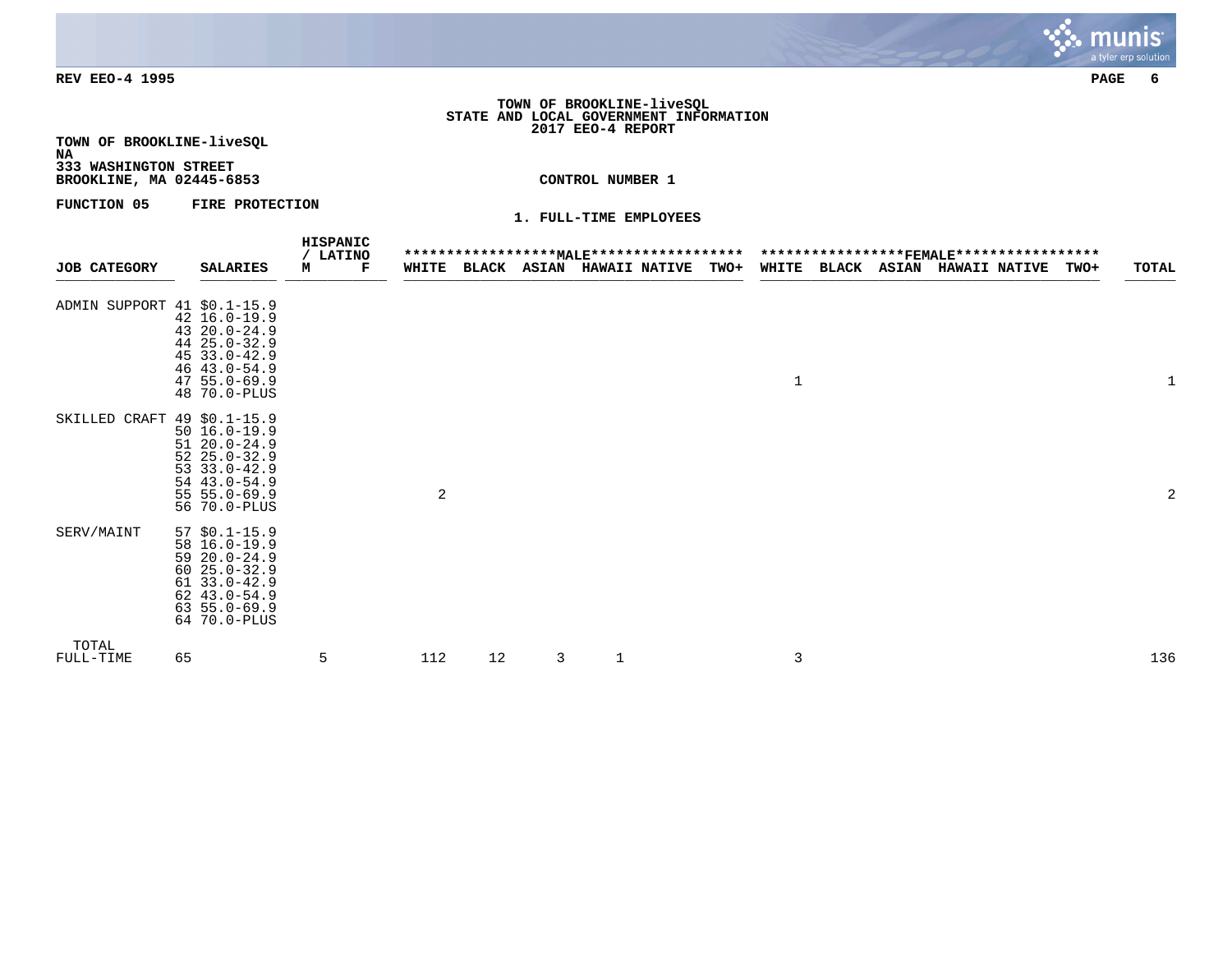**REV EEO-4 1995**

**TOWN OF BROOKLINE-liveSQL**
**STATE AND LOCAL GOVERNMENT INFORMATION**
**2017 EEO-4 REPORT**

**TOWN OF BROOKLINE-liveSQL**
**NA**
**333 WASHINGTON STREET**
**BROOKLINE, MA 02445-6853**

**CONTROL NUMBER 1**

**FUNCTION 05 FIRE PROTECTION**

**1. FULL-TIME EMPLOYEES**

| JOB CATEGORY | | SALARIES | HISPANIC / LATINO M | HISPANIC / LATINO F | MALE WHITE | MALE BLACK | MALE ASIAN | MALE HAWAII NATIVE | MALE TWO+ | FEMALE WHITE | FEMALE BLACK | FEMALE ASIAN | FEMALE HAWAII NATIVE | FEMALE TWO+ | TOTAL |
|---|---|---|---|---|---|---|---|---|---|---|---|---|---|---|---|
| ADMIN SUPPORT | 41 | $0.1-15.9 | | | | | | | | | | | | | |
| | 42 | 16.0-19.9 | | | | | | | | | | | | | |
| | 43 | 20.0-24.9 | | | | | | | | | | | | | |
| | 44 | 25.0-32.9 | | | | | | | | | | | | | |
| | 45 | 33.0-42.9 | | | | | | | | | | | | | |
| | 46 | 43.0-54.9 | | | | | | | | | | | | | |
| | 47 | 55.0-69.9 | | | | | | | | 1 | | | | | 1 |
| | 48 | 70.0-PLUS | | | | | | | | | | | | | |
| SKILLED CRAFT | 49 | $0.1-15.9 | | | | | | | | | | | | | |
| | 50 | 16.0-19.9 | | | | | | | | | | | | | |
| | 51 | 20.0-24.9 | | | | | | | | | | | | | |
| | 52 | 25.0-32.9 | | | | | | | | | | | | | |
| | 53 | 33.0-42.9 | | | | | | | | | | | | | |
| | 54 | 43.0-54.9 | | | | | | | | | | | | | |
| | 55 | 55.0-69.9 | | | 2 | | | | | | | | | | 2 |
| | 56 | 70.0-PLUS | | | | | | | | | | | | | |
| SERV/MAINT | 57 | $0.1-15.9 | | | | | | | | | | | | | |
| | 58 | 16.0-19.9 | | | | | | | | | | | | | |
| | 59 | 20.0-24.9 | | | | | | | | | | | | | |
| | 60 | 25.0-32.9 | | | | | | | | | | | | | |
| | 61 | 33.0-42.9 | | | | | | | | | | | | | |
| | 62 | 43.0-54.9 | | | | | | | | | | | | | |
| | 63 | 55.0-69.9 | | | | | | | | | | | | | |
| | 64 | 70.0-PLUS | | | | | | | | | | | | | |
| TOTAL FULL-TIME | 65 | | 5 | | 112 | 12 | 3 | 1 | | 3 | | | | | 136 |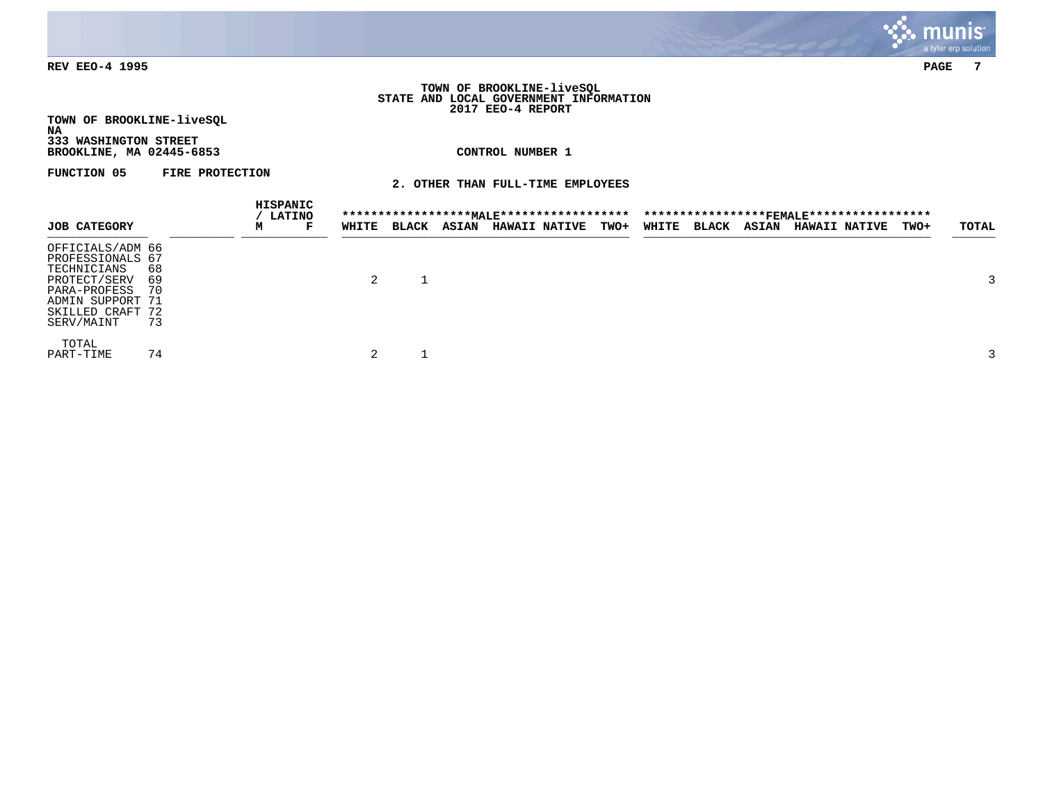REV EEO-4 1995

**TOWN OF BROOKLINE-liveSQL**
**STATE AND LOCAL GOVERNMENT INFORMATION**
**2017 EEO-4 REPORT**

**TOWN OF BROOKLINE-liveSQL**
**NA**
**333 WASHINGTON STREET**
**BROOKLINE, MA 02445-6853**

**CONTROL NUMBER 1**

**FUNCTION 05 FIRE PROTECTION**

**2. OTHER THAN FULL-TIME EMPLOYEES**

| JOB CATEGORY | | HISPANIC / LATINO M | HISPANIC / LATINO F | MALE WHITE | MALE BLACK | MALE ASIAN | MALE HAWAII NATIVE | MALE TWO+ | FEMALE WHITE | FEMALE BLACK | FEMALE ASIAN | FEMALE HAWAII NATIVE | FEMALE TWO+ | TOTAL |
|---|---|---|---|---|---|---|---|---|---|---|---|---|---|---|
| OFFICIALS/ADM | 66 | | | | | | | | | | | | | |
| PROFESSIONALS | 67 | | | | | | | | | | | | | |
| TECHNICIANS | 68 | | | | | | | | | | | | | |
| PROTECT/SERV | 69 | | | 2 | 1 | | | | | | | | | 3 |
| PARA-PROFESS | 70 | | | | | | | | | | | | | |
| ADMIN SUPPORT | 71 | | | | | | | | | | | | | |
| SKILLED CRAFT | 72 | | | | | | | | | | | | | |
| SERV/MAINT | 73 | | | | | | | | | | | | | |
| TOTAL PART-TIME | 74 | | | 2 | 1 | | | | | | | | | 3 |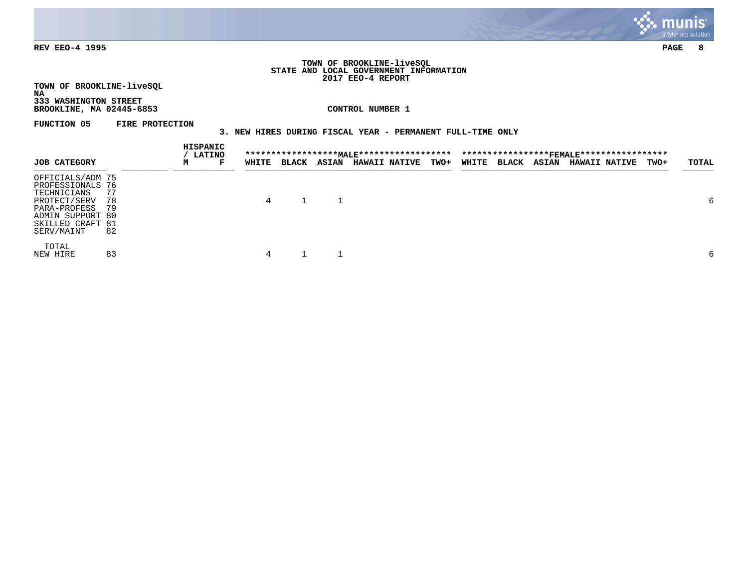REV EEO-4 1995

**TOWN OF BROOKLINE-liveSQL**
**STATE AND LOCAL GOVERNMENT INFORMATION**
**2017 EEO-4 REPORT**

**TOWN OF BROOKLINE-liveSQL**
**NA**
**333 WASHINGTON STREET**
**BROOKLINE, MA 02445-6853**

**CONTROL NUMBER 1**

**FUNCTION 05 FIRE PROTECTION**

**3. NEW HIRES DURING FISCAL YEAR - PERMANENT FULL-TIME ONLY**

| JOB CATEGORY | | HISPANIC / LATINO | | ******************MALE****************** | | | | | *****************FEMALE***************** | | | | | TOTAL |
|---|---|---|---|---|---|---|---|---|---|---|---|---|---|---|
| | | M | F | WHITE | BLACK | ASIAN | HAWAII NATIVE | TWO+ | WHITE | BLACK | ASIAN | HAWAII NATIVE | TWO+ | |
| OFFICIALS/ADM | 75 | | | | | | | | | | | | | |
| PROFESSIONALS | 76 | | | | | | | | | | | | | |
| TECHNICIANS | 77 | | | | | | | | | | | | | |
| PROTECT/SERV | 78 | | | 4 | 1 | 1 | | | | | | | | 6 |
| PARA-PROFESS | 79 | | | | | | | | | | | | | |
| ADMIN SUPPORT | 80 | | | | | | | | | | | | | |
| SKILLED CRAFT | 81 | | | | | | | | | | | | | |
| SERV/MAINT | 82 | | | | | | | | | | | | | |
| TOTAL NEW HIRE | 83 | | | 4 | 1 | 1 | | | | | | | | 6 |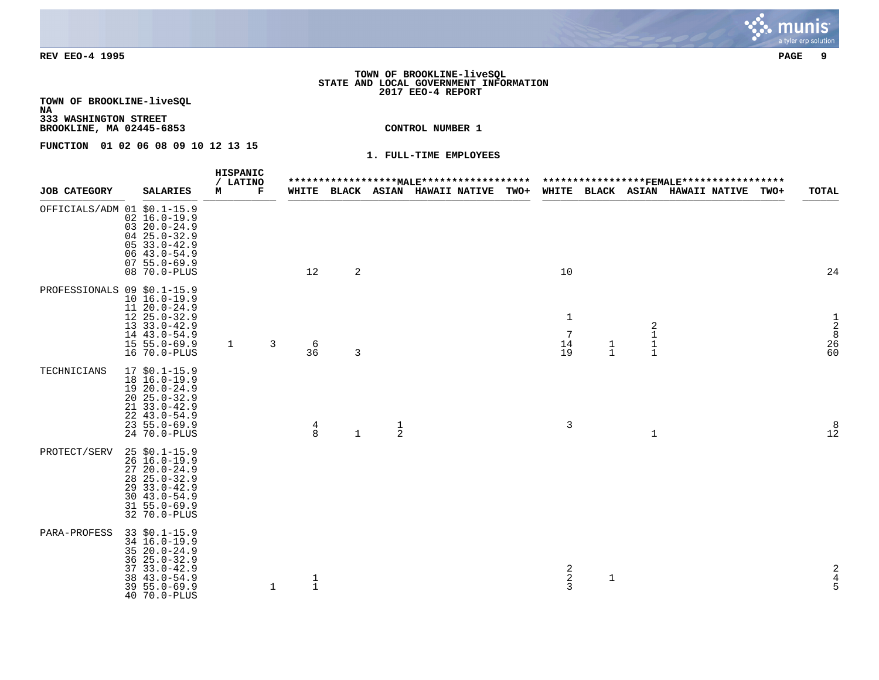**TOWN OF BROOKLINE-liveSQL**
**STATE AND LOCAL GOVERNMENT INFORMATION**
**2017 EEO-4 REPORT**

**TOWN OF BROOKLINE-liveSQL**
**NA**
**333 WASHINGTON STREET**
**BROOKLINE, MA 02445-6853**

**CONTROL NUMBER 1**

**FUNCTION 01 02 06 08 09 10 12 13 15**

**1. FULL-TIME EMPLOYEES**

| JOB CATEGORY | SALARIES | HISPANIC / LATINO M | HISPANIC / LATINO F | MALE WHITE | MALE BLACK | MALE ASIAN | MALE HAWAII NATIVE | MALE TWO+ | FEMALE WHITE | FEMALE BLACK | FEMALE ASIAN | FEMALE HAWAII NATIVE | FEMALE TWO+ | TOTAL |
|---|---|---|---|---|---|---|---|---|---|---|---|---|---|---|
| OFFICIALS/ADM | 01 $0.1-15.9 | | | | | | | | | | | | | |
| | 02 16.0-19.9 | | | | | | | | | | | | | |
| | 03 20.0-24.9 | | | | | | | | | | | | | |
| | 04 25.0-32.9 | | | | | | | | | | | | | |
| | 05 33.0-42.9 | | | | | | | | | | | | | |
| | 06 43.0-54.9 | | | | | | | | | | | | | |
| | 07 55.0-69.9 | | | | | | | | | | | | | |
| | 08 70.0-PLUS | | | 12 | 2 | | | | 10 | | | | | 24 |
| PROFESSIONALS | 09 $0.1-15.9 | | | | | | | | | | | | | |
| | 10 16.0-19.9 | | | | | | | | | | | | | |
| | 11 20.0-24.9 | | | | | | | | | | | | | |
| | 12 25.0-32.9 | | | | | | | | 1 | | | | | 1 |
| | 13 33.0-42.9 | | | | | | | | | | 2 | | | 2 |
| | 14 43.0-54.9 | | | | | | | | 7 | | 1 | | | 8 |
| | 15 55.0-69.9 | 1 | 3 | 6 | | | | | 14 | 1 | 1 | | | 26 |
| | 16 70.0-PLUS | | | 36 | 3 | | | | 19 | 1 | 1 | | | 60 |
| TECHNICIANS | 17 $0.1-15.9 | | | | | | | | | | | | | |
| | 18 16.0-19.9 | | | | | | | | | | | | | |
| | 19 20.0-24.9 | | | | | | | | | | | | | |
| | 20 25.0-32.9 | | | | | | | | | | | | | |
| | 21 33.0-42.9 | | | | | | | | | | | | | |
| | 22 43.0-54.9 | | | | | | | | | | | | | |
| | 23 55.0-69.9 | | | 4 | | 1 | | | 3 | | | | | 8 |
| | 24 70.0-PLUS | | | 8 | 1 | 2 | | | | | 1 | | | 12 |
| PROTECT/SERV | 25 $0.1-15.9 | | | | | | | | | | | | | |
| | 26 16.0-19.9 | | | | | | | | | | | | | |
| | 27 20.0-24.9 | | | | | | | | | | | | | |
| | 28 25.0-32.9 | | | | | | | | | | | | | |
| | 29 33.0-42.9 | | | | | | | | | | | | | |
| | 30 43.0-54.9 | | | | | | | | | | | | | |
| | 31 55.0-69.9 | | | | | | | | | | | | | |
| | 32 70.0-PLUS | | | | | | | | | | | | | |
| PARA-PROFESS | 33 $0.1-15.9 | | | | | | | | | | | | | |
| | 34 16.0-19.9 | | | | | | | | | | | | | |
| | 35 20.0-24.9 | | | | | | | | | | | | | |
| | 36 25.0-32.9 | | | | | | | | | | | | | |
| | 37 33.0-42.9 | | | | | | | | 2 | | | | | 2 |
| | 38 43.0-54.9 | | | 1 | | | | | 2 | 1 | | | | 4 |
| | 39 55.0-69.9 | | 1 | 1 | | | | | 3 | | | | | 5 |
| | 40 70.0-PLUS | | | | | | | | | | | | | |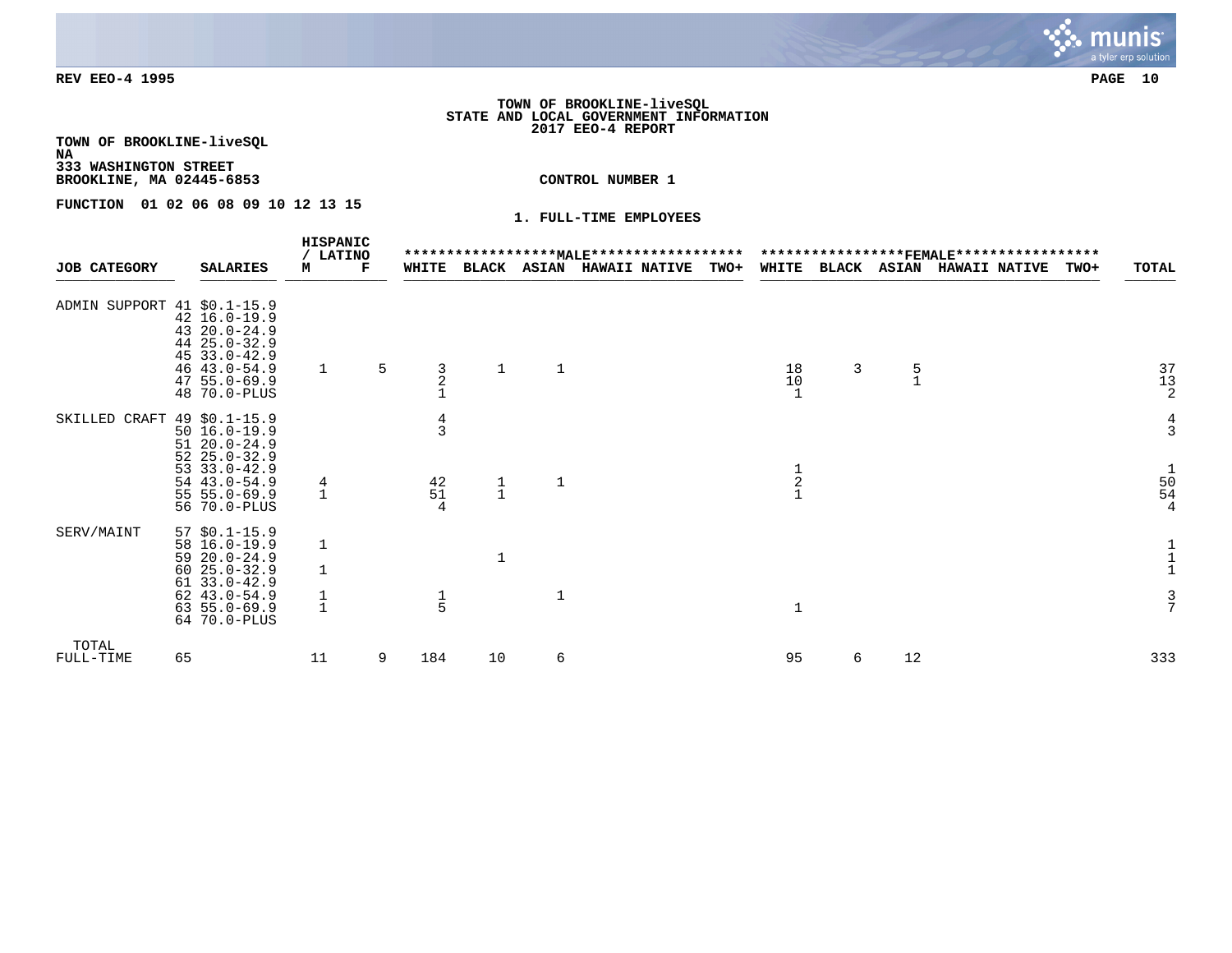REV EEO-4 1995

**TOWN OF BROOKLINE-liveSQL**
**STATE AND LOCAL GOVERNMENT INFORMATION**
**2017 EEO-4 REPORT**

**TOWN OF BROOKLINE-liveSQL**
**NA**
**333 WASHINGTON STREET**
**BROOKLINE, MA 02445-6853**

**CONTROL NUMBER 1**

**FUNCTION 01 02 06 08 09 10 12 13 15**

**1. FULL-TIME EMPLOYEES**

| JOB CATEGORY | SALARIES | HISPANIC / LATINO M | HISPANIC / LATINO F | MALE WHITE | MALE BLACK | MALE ASIAN | MALE HAWAII NATIVE | MALE TWO+ | FEMALE WHITE | FEMALE BLACK | FEMALE ASIAN | FEMALE HAWAII NATIVE | FEMALE TWO+ | TOTAL |
|---|---|---|---|---|---|---|---|---|---|---|---|---|---|---|
| ADMIN SUPPORT | 41 $0.1-15.9 | | | | | | | | | | | | | |
| | 42 16.0-19.9 | | | | | | | | | | | | | |
| | 43 20.0-24.9 | | | | | | | | | | | | | |
| | 44 25.0-32.9 | | | | | | | | | | | | | |
| | 45 33.0-42.9 | | | | | | | | | | | | | |
| | 46 43.0-54.9 | 1 | 5 | 3 | 1 | 1 | | | 18 | 3 | 5 | | | 37 |
| | 47 55.0-69.9 | | | 2 | | | | | 10 | | 1 | | | 13 |
| | 48 70.0-PLUS | | | 1 | | | | | 1 | | | | | 2 |
| SKILLED CRAFT | 49 $0.1-15.9 | | | 4 | | | | | | | | | | 4 |
| | 50 16.0-19.9 | | | 3 | | | | | | | | | | 3 |
| | 51 20.0-24.9 | | | | | | | | | | | | | |
| | 52 25.0-32.9 | | | | | | | | | | | | | |
| | 53 33.0-42.9 | | | | | | | | 1 | | | | | 1 |
| | 54 43.0-54.9 | 4 | | 42 | 1 | 1 | | | 2 | | | | | 50 |
| | 55 55.0-69.9 | 1 | | 51 | 1 | | | | 1 | | | | | 54 |
| | 56 70.0-PLUS | | | 4 | | | | | | | | | | 4 |
| SERV/MAINT | 57 $0.1-15.9 | | | | | | | | | | | | | |
| | 58 16.0-19.9 | 1 | | | | | | | | | | | | 1 |
| | 59 20.0-24.9 | | | | 1 | | | | | | | | | 1 |
| | 60 25.0-32.9 | 1 | | | | | | | | | | | | 1 |
| | 61 33.0-42.9 | | | | | | | | | | | | | |
| | 62 43.0-54.9 | 1 | | 1 | | 1 | | | | | | | | 3 |
| | 63 55.0-69.9 | 1 | | 5 | | | | | 1 | | | | | 7 |
| | 64 70.0-PLUS | | | | | | | | | | | | | |
| TOTAL FULL-TIME | 65 | 11 | 9 | 184 | 10 | 6 | | | 95 | 6 | 12 | | | 333 |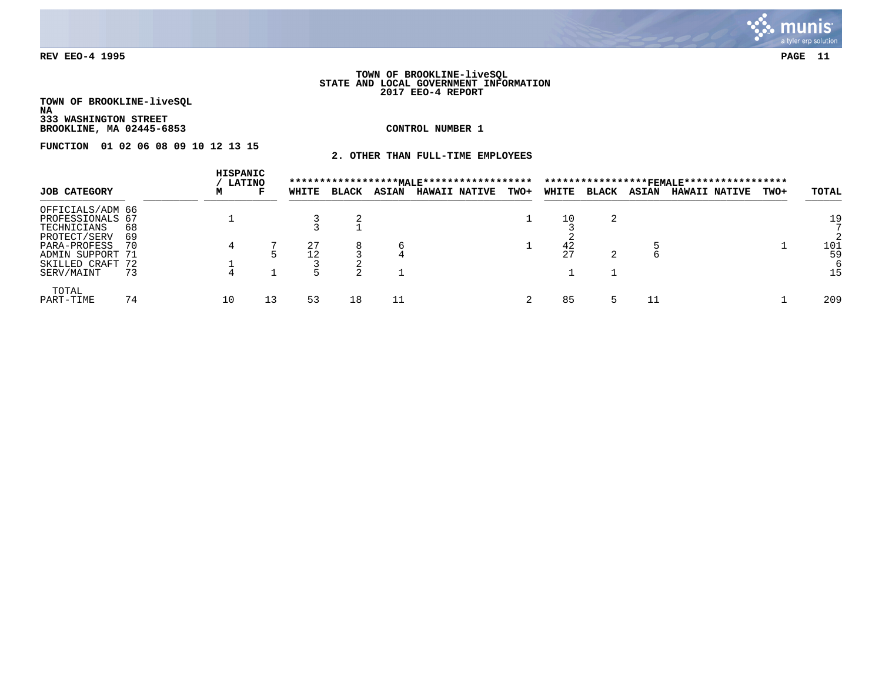**REV EEO-4 1995**

**TOWN OF BROOKLINE-liveSQL**
**STATE AND LOCAL GOVERNMENT INFORMATION**
**2017 EEO-4 REPORT**

**TOWN OF BROOKLINE-liveSQL**
**NA**
**333 WASHINGTON STREET**
**BROOKLINE, MA 02445-6853**

**CONTROL NUMBER 1**

**FUNCTION 01 02 06 08 09 10 12 13 15**

**2. OTHER THAN FULL-TIME EMPLOYEES**

| JOB CATEGORY | | HISPANIC / LATINO | | MALE | | | | | FEMALE | | | | | TOTAL |
|---|---|---|---|---|---|---|---|---|---|---|---|---|---|---|
| | | M | F | WHITE | BLACK | ASIAN | HAWAII NATIVE | TWO+ | WHITE | BLACK | ASIAN | HAWAII NATIVE | TWO+ | |
| OFFICIALS/ADM | 66 | | | | | | | | | | | | | |
| PROFESSIONALS | 67 | 1 | | 3 | 2 | | | 1 | 10 | 2 | | | | 19 |
| TECHNICIANS | 68 | | | 3 | 1 | | | | 3 | | | | | 7 |
| PROTECT/SERV | 69 | | | | | | | | 2 | | | | | 2 |
| PARA-PROFESS | 70 | 4 | 7 | 27 | 8 | 6 | | 1 | 42 | | 5 | | 1 | 101 |
| ADMIN SUPPORT | 71 | | 5 | 12 | 3 | 4 | | | 27 | 2 | 6 | | | 59 |
| SKILLED CRAFT | 72 | 1 | | 3 | 2 | | | | | | | | | 6 |
| SERV/MAINT | 73 | 4 | 1 | 5 | 2 | 1 | | | 1 | 1 | | | | 15 |
| TOTAL PART-TIME | 74 | 10 | 13 | 53 | 18 | 11 | | 2 | 85 | 5 | 11 | | 1 | 209 |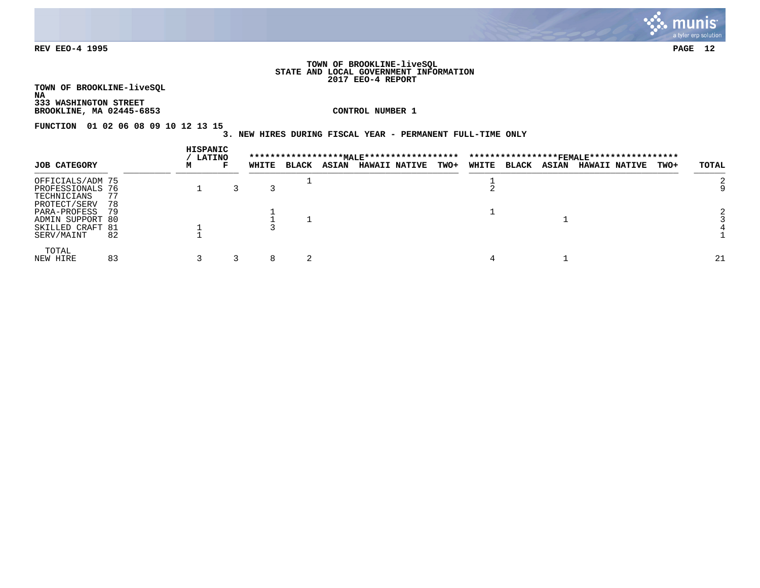REV EEO-4 1995

**TOWN OF BROOKLINE-liveSQL**
**STATE AND LOCAL GOVERNMENT INFORMATION**
**2017 EEO-4 REPORT**

**TOWN OF BROOKLINE-liveSQL**
**NA**
**333 WASHINGTON STREET**
**BROOKLINE, MA 02445-6853**

**CONTROL NUMBER 1**

**FUNCTION 01 02 06 08 09 10 12 13 15**

**3. NEW HIRES DURING FISCAL YEAR - PERMANENT FULL-TIME ONLY**

| JOB CATEGORY | | HISPANIC / LATINO M | HISPANIC / LATINO F | MALE WHITE | MALE BLACK | MALE ASIAN | MALE HAWAII NATIVE | MALE TWO+ | FEMALE WHITE | FEMALE BLACK | FEMALE ASIAN | FEMALE HAWAII NATIVE | FEMALE TWO+ | TOTAL |
|---|---|---|---|---|---|---|---|---|---|---|---|---|---|---|
| OFFICIALS/ADM | 75 | | | | 1 | | | | 1 | | | | | 2 |
| PROFESSIONALS | 76 | 1 | 3 | 3 | | | | | 2 | | | | | 9 |
| TECHNICIANS | 77 | | | | | | | | | | | | | |
| PROTECT/SERV | 78 | | | | | | | | | | | | | |
| PARA-PROFESS | 79 | | | 1 | | | | | 1 | | | | | 2 |
| ADMIN SUPPORT | 80 | | | 1 | 1 | | | | | | 1 | | | 3 |
| SKILLED CRAFT | 81 | 1 | | 3 | | | | | | | | | | 4 |
| SERV/MAINT | 82 | 1 | | | | | | | | | | | | 1 |
| TOTAL NEW HIRE | 83 | 3 | 3 | 8 | 2 | | | | 4 | | 1 | | | 21 |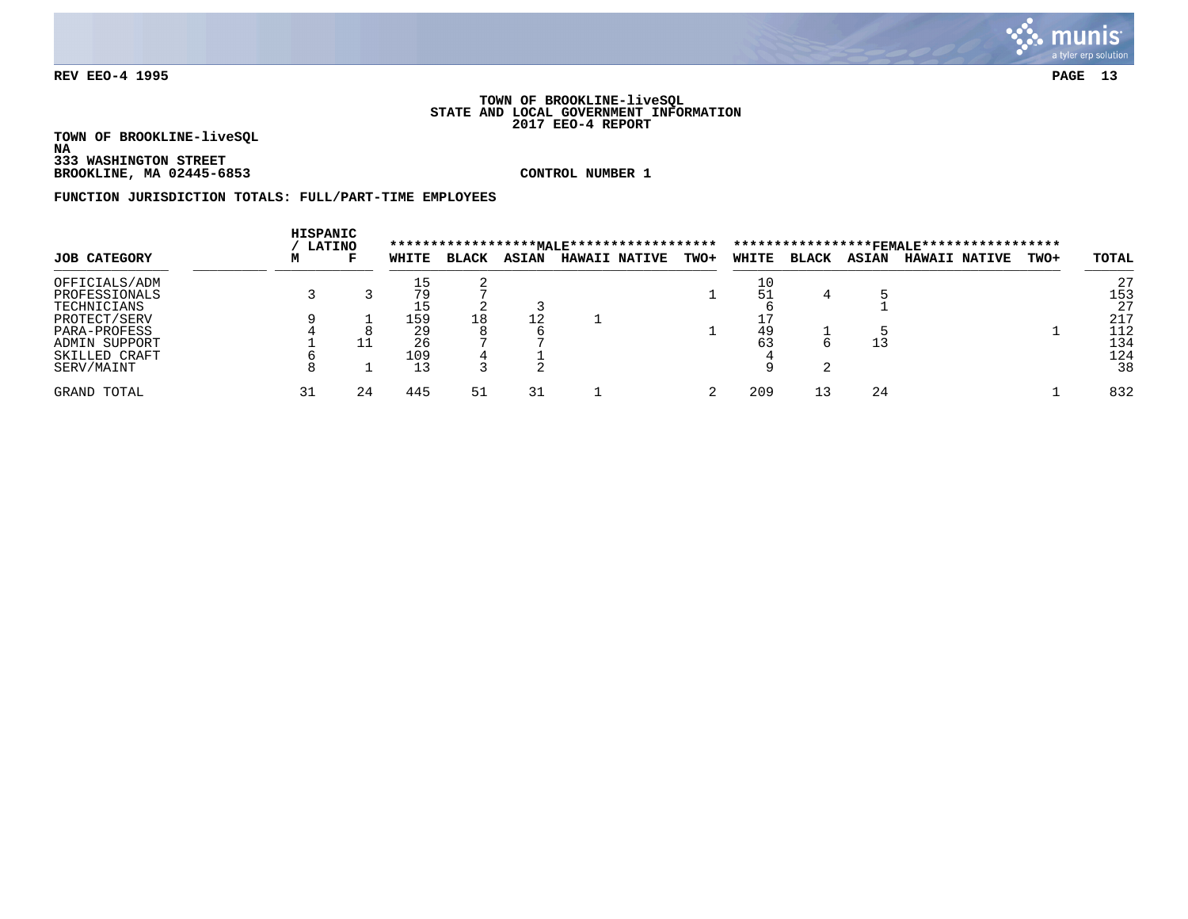REV EEO-4 1995

**TOWN OF BROOKLINE-liveSQL**
**STATE AND LOCAL GOVERNMENT INFORMATION**
**2017 EEO-4 REPORT**

**TOWN OF BROOKLINE-liveSQL**
**NA**
**333 WASHINGTON STREET**
**BROOKLINE, MA 02445-6853**

**CONTROL NUMBER 1**

**FUNCTION JURISDICTION TOTALS: FULL/PART-TIME EMPLOYEES**

| JOB CATEGORY | HISPANIC / LATINO M | HISPANIC / LATINO F | MALE WHITE | MALE BLACK | MALE ASIAN | MALE HAWAII NATIVE | MALE TWO+ | FEMALE WHITE | FEMALE BLACK | FEMALE ASIAN | FEMALE HAWAII NATIVE | FEMALE TWO+ | TOTAL |
|---|---|---|---|---|---|---|---|---|---|---|---|---|---|
| OFFICIALS/ADM | | | 15 | 2 | | | | 10 | | | | | 27 |
| PROFESSIONALS | 3 | 3 | 79 | 7 | | | 1 | 51 | 4 | 5 | | | 153 |
| TECHNICIANS | | | 15 | 2 | 3 | | | 6 | | 1 | | | 27 |
| PROTECT/SERV | 9 | 1 | 159 | 18 | 12 | 1 | | 17 | | | | | 217 |
| PARA-PROFESS | 4 | 8 | 29 | 8 | 6 | | 1 | 49 | 1 | 5 | | 1 | 112 |
| ADMIN SUPPORT | 1 | 11 | 26 | 7 | 7 | | | 63 | 6 | 13 | | | 134 |
| SKILLED CRAFT | 6 | | 109 | 4 | 1 | | | 4 | | | | | 124 |
| SERV/MAINT | 8 | 1 | 13 | 3 | 2 | | | 9 | 2 | | | | 38 |
| GRAND TOTAL | 31 | 24 | 445 | 51 | 31 | 1 | 2 | 209 | 13 | 24 | | 1 | 832 |